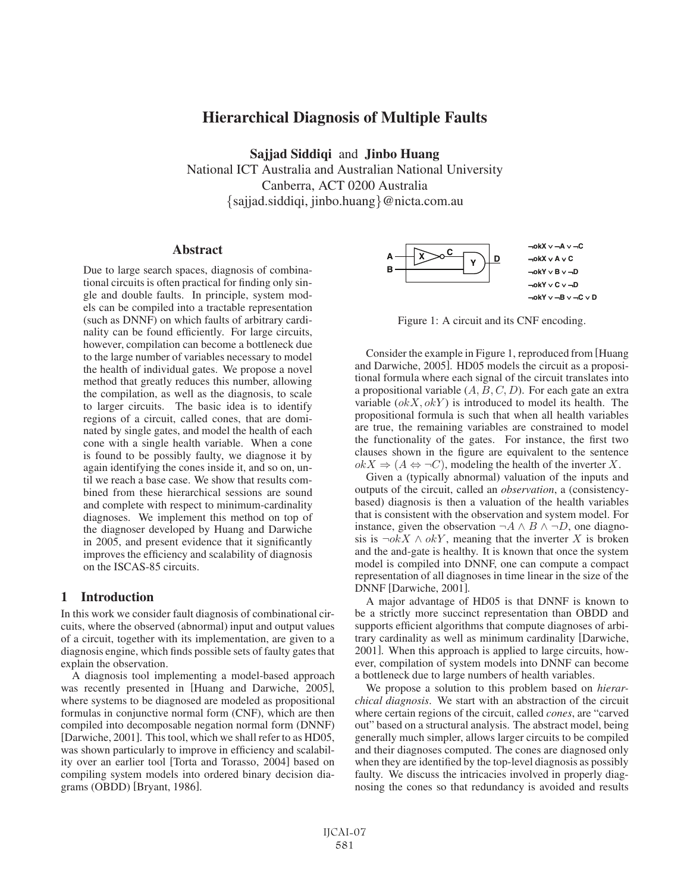# Hierarchical Diagnosis of Multiple Faults

**Sajjad Siddiqi** and **Jinbo Huang**
National ICT Australia and Australian National University
Canberra, ACT 0200 Australia
{sajjad.siddiqi, jinbo.huang}@nicta.com.au

## Abstract

Due to large search spaces, diagnosis of combinational circuits is often practical for finding only single and double faults. In principle, system models can be compiled into a tractable representation (such as DNNF) on which faults of arbitrary cardinality can be found efficiently. For large circuits, however, compilation can become a bottleneck due to the large number of variables necessary to model the health of individual gates. We propose a novel method that greatly reduces this number, allowing the compilation, as well as the diagnosis, to scale to larger circuits. The basic idea is to identify regions of a circuit, called cones, that are dominated by single gates, and model the health of each cone with a single health variable. When a cone is found to be possibly faulty, we diagnose it by again identifying the cones inside it, and so on, until we reach a base case. We show that results combined from these hierarchical sessions are sound and complete with respect to minimum-cardinality diagnoses. We implement this method on top of the diagnoser developed by Huang and Darwiche in 2005, and present evidence that it significantly improves the efficiency and scalability of diagnosis on the ISCAS-85 circuits.

## 1 Introduction

In this work we consider fault diagnosis of combinational circuits, where the observed (abnormal) input and output values of a circuit, together with its implementation, are given to a diagnosis engine, which finds possible sets of faulty gates that explain the observation.

A diagnosis tool implementing a model-based approach was recently presented in [Huang and Darwiche, 2005], where systems to be diagnosed are modeled as propositional formulas in conjunctive normal form (CNF), which are then compiled into decomposable negation normal form (DNNF) [Darwiche, 2001]. This tool, which we shall refer to as HD05, was shown particularly to improve in efficiency and scalability over an earlier tool [Torta and Torasso, 2004] based on compiling system models into ordered binary decision diagrams (OBDD) [Bryant, 1986].

$\neg okX \vee \neg A \vee \neg C$
$\neg okX \vee A \vee C$
$\neg okY \vee B \vee \neg D$
$\neg okY \vee C \vee \neg D$
$\neg okY \vee \neg B \vee \neg C \vee D$

Figure 1: A circuit and its CNF encoding.

Consider the example in Figure 1, reproduced from [Huang and Darwiche, 2005]. HD05 models the circuit as a propositional formula where each signal of the circuit translates into a propositional variable ($A, B, C, D$). For each gate an extra variable ($okX, okY$) is introduced to model its health. The propositional formula is such that when all health variables are true, the remaining variables are constrained to model the functionality of the gates. For instance, the first two clauses shown in the figure are equivalent to the sentence $okX \Rightarrow (A \Leftrightarrow \neg C)$, modeling the health of the inverter $X$.

Given a (typically abnormal) valuation of the inputs and outputs of the circuit, called an *observation*, a (consistency-based) diagnosis is then a valuation of the health variables that is consistent with the observation and system model. For instance, given the observation $\neg A \wedge B \wedge \neg D$, one diagnosis is $\neg okX \wedge okY$, meaning that the inverter $X$ is broken and the and-gate is healthy. It is known that once the system model is compiled into DNNF, one can compute a compact representation of all diagnoses in time linear in the size of the DNNF [Darwiche, 2001].

A major advantage of HD05 is that DNNF is known to be a strictly more succinct representation than OBDD and supports efficient algorithms that compute diagnoses of arbitrary cardinality as well as minimum cardinality [Darwiche, 2001]. When this approach is applied to large circuits, however, compilation of system models into DNNF can become a bottleneck due to large numbers of health variables.

We propose a solution to this problem based on *hierarchical diagnosis*. We start with an abstraction of the circuit where certain regions of the circuit, called *cones*, are "carved out" based on a structural analysis. The abstract model, being generally much simpler, allows larger circuits to be compiled and their diagnoses computed. The cones are diagnosed only when they are identified by the top-level diagnosis as possibly faulty. We discuss the intricacies involved in properly diagnosing the cones so that redundancy is avoided and results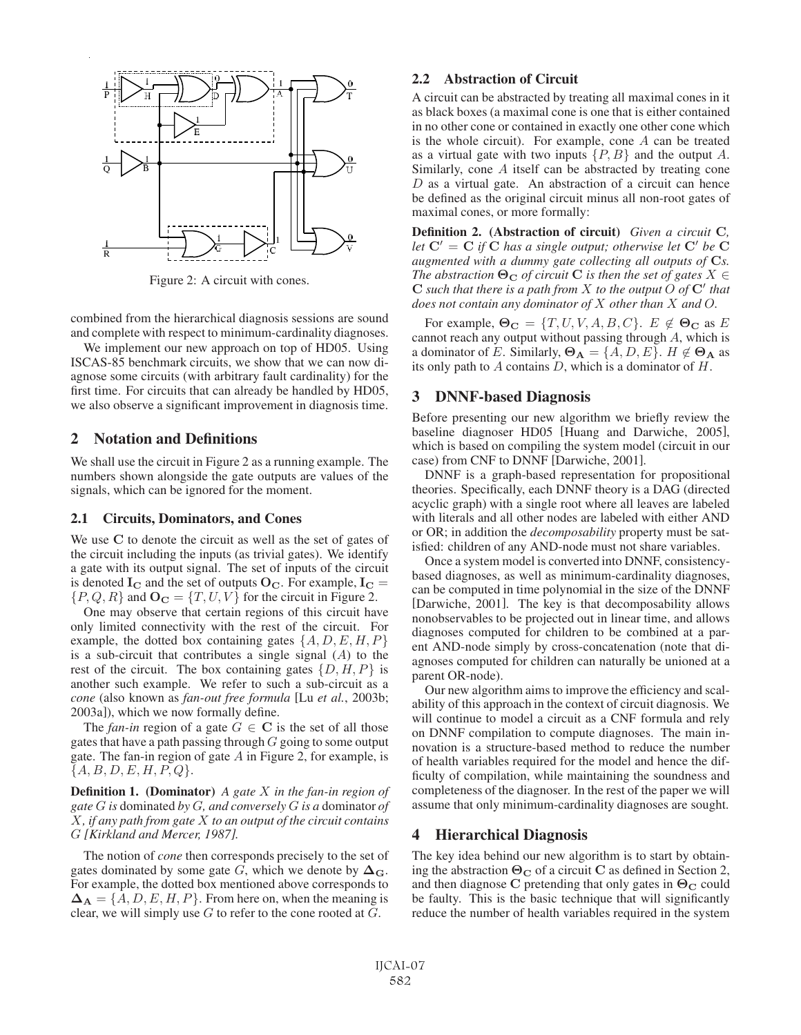Figure 2: A circuit with cones.

combined from the hierarchical diagnosis sessions are sound and complete with respect to minimum-cardinality diagnoses.

We implement our new approach on top of HD05. Using ISCAS-85 benchmark circuits, we show that we can now diagnose some circuits (with arbitrary fault cardinality) for the first time. For circuits that can already be handled by HD05, we also observe a significant improvement in diagnosis time.

## 2 Notation and Definitions

We shall use the circuit in Figure 2 as a running example. The numbers shown alongside the gate outputs are values of the signals, which can be ignored for the moment.

### 2.1 Circuits, Dominators, and Cones

We use $\mathbf{C}$ to denote the circuit as well as the set of gates of the circuit including the inputs (as trivial gates). We identify a gate with its output signal. The set of inputs of the circuit is denoted $\mathbf{I_C}$ and the set of outputs $\mathbf{O_C}$. For example, $\mathbf{I_C} = \{P, Q, R\}$ and $\mathbf{O_C} = \{T, U, V\}$ for the circuit in Figure 2.

One may observe that certain regions of this circuit have only limited connectivity with the rest of the circuit. For example, the dotted box containing gates $\{A, D, E, H, P\}$ is a sub-circuit that contributes a single signal ($A$) to the rest of the circuit. The box containing gates $\{D, H, P\}$ is another such example. We refer to such a sub-circuit as a *cone* (also known as *fan-out free formula* [Lu *et al.*, 2003b; 2003a]), which we now formally define.

The *fan-in* region of a gate $G \in \mathbf{C}$ is the set of all those gates that have a path passing through $G$ going to some output gate. The fan-in region of gate $A$ in Figure 2, for example, is $\{A, B, D, E, H, P, Q\}$.

**Definition 1. (Dominator)** *A gate $X$ in the fan-in region of gate $G$ is* dominated *by $G$, and conversely $G$ is a* dominator *of $X$, if any path from gate $X$ to an output of the circuit contains $G$ [Kirkland and Mercer, 1987].*

The notion of *cone* then corresponds precisely to the set of gates dominated by some gate $G$, which we denote by $\mathbf{\Delta_G}$. For example, the dotted box mentioned above corresponds to $\mathbf{\Delta_A} = \{A, D, E, H, P\}$. From here on, when the meaning is clear, we will simply use $G$ to refer to the cone rooted at $G$.

### 2.2 Abstraction of Circuit

A circuit can be abstracted by treating all maximal cones in it as black boxes (a maximal cone is one that is either contained in no other cone or contained in exactly one other cone which is the whole circuit). For example, cone $A$ can be treated as a virtual gate with two inputs $\{P, B\}$ and the output $A$. Similarly, cone $A$ itself can be abstracted by treating cone $D$ as a virtual gate. An abstraction of a circuit can hence be defined as the original circuit minus all non-root gates of maximal cones, or more formally:

**Definition 2. (Abstraction of circuit)** *Given a circuit $\mathbf{C}$, let $\mathbf{C}' = \mathbf{C}$ if $\mathbf{C}$ has a single output; otherwise let $\mathbf{C}'$ be $\mathbf{C}$ augmented with a dummy gate collecting all outputs of $\mathbf{C}$s. The abstraction $\mathbf{\Theta_C}$ of circuit $\mathbf{C}$ is then the set of gates $X \in \mathbf{C}$ such that there is a path from $X$ to the output $O$ of $\mathbf{C}'$ that does not contain any dominator of $X$ other than $X$ and $O$.*

For example, $\mathbf{\Theta_C} = \{T, U, V, A, B, C\}$. $E \notin \mathbf{\Theta_C}$ as $E$ cannot reach any output without passing through $A$, which is a dominator of $E$. Similarly, $\mathbf{\Theta_A} = \{A, D, E\}$. $H \notin \mathbf{\Theta_A}$ as its only path to $A$ contains $D$, which is a dominator of $H$.

## 3 DNNF-based Diagnosis

Before presenting our new algorithm we briefly review the baseline diagnoser HD05 [Huang and Darwiche, 2005], which is based on compiling the system model (circuit in our case) from CNF to DNNF [Darwiche, 2001].

DNNF is a graph-based representation for propositional theories. Specifically, each DNNF theory is a DAG (directed acyclic graph) with a single root where all leaves are labeled with literals and all other nodes are labeled with either AND or OR; in addition the *decomposability* property must be satisfied: children of any AND-node must not share variables.

Once a system model is converted into DNNF, consistency-based diagnoses, as well as minimum-cardinality diagnoses, can be computed in time polynomial in the size of the DNNF [Darwiche, 2001]. The key is that decomposability allows nonobservables to be projected out in linear time, and allows diagnoses computed for children to be combined at a parent AND-node simply by cross-concatenation (note that diagnoses computed for children can naturally be unioned at a parent OR-node).

Our new algorithm aims to improve the efficiency and scalability of this approach in the context of circuit diagnosis. We will continue to model a circuit as a CNF formula and rely on DNNF compilation to compute diagnoses. The main innovation is a structure-based method to reduce the number of health variables required for the model and hence the difficulty of compilation, while maintaining the soundness and completeness of the diagnoser. In the rest of the paper we will assume that only minimum-cardinality diagnoses are sought.

## 4 Hierarchical Diagnosis

The key idea behind our new algorithm is to start by obtaining the abstraction $\mathbf{\Theta_C}$ of a circuit $\mathbf{C}$ as defined in Section 2, and then diagnose $\mathbf{C}$ pretending that only gates in $\mathbf{\Theta_C}$ could be faulty. This is the basic technique that will significantly reduce the number of health variables required in the system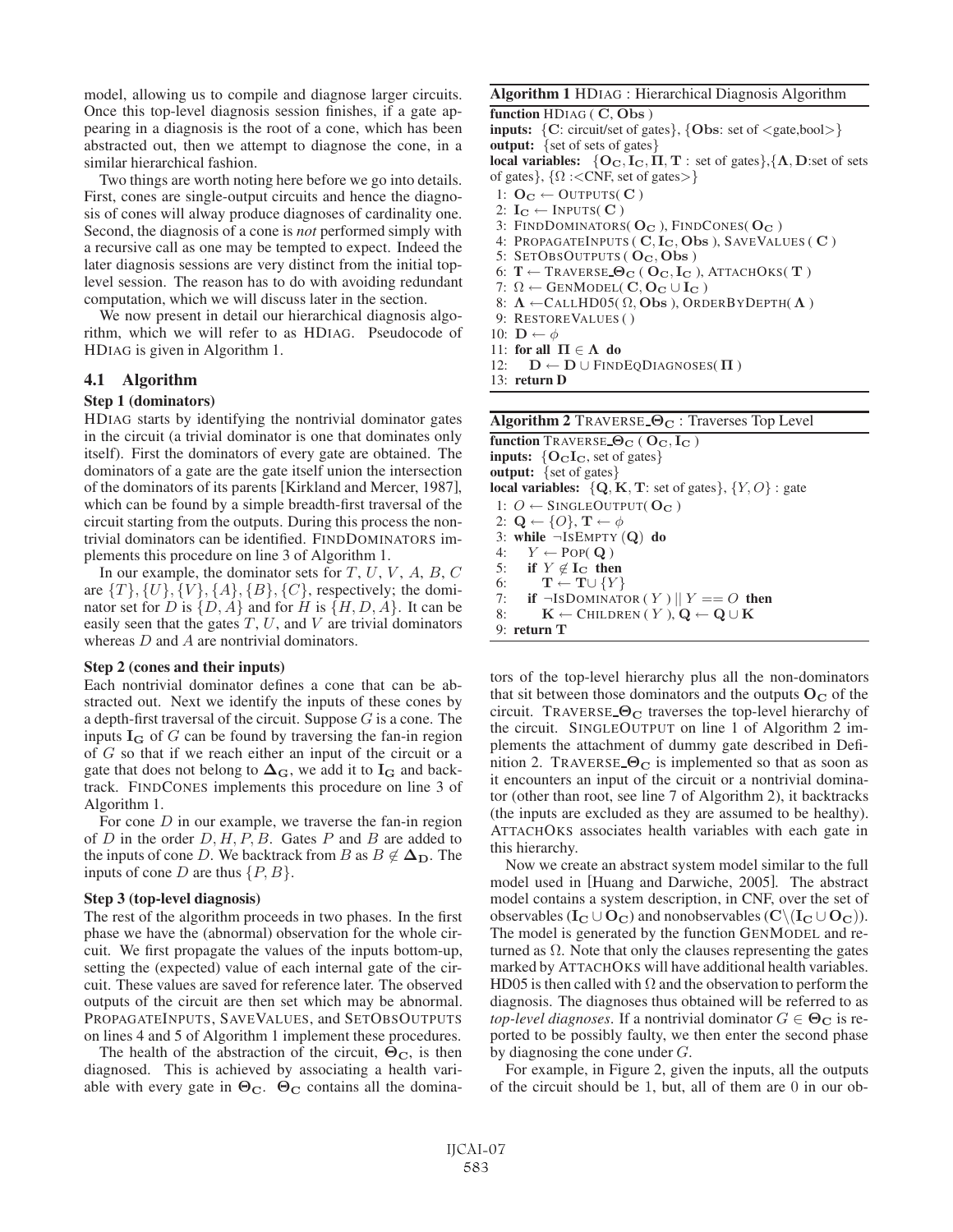model, allowing us to compile and diagnose larger circuits. Once this top-level diagnosis session finishes, if a gate appearing in a diagnosis is the root of a cone, which has been abstracted out, then we attempt to diagnose the cone, in a similar hierarchical fashion.

Two things are worth noting here before we go into details. First, cones are single-output circuits and hence the diagnosis of cones will alway produce diagnoses of cardinality one. Second, the diagnosis of a cone is *not* performed simply with a recursive call as one may be tempted to expect. Indeed the later diagnosis sessions are very distinct from the initial top-level session. The reason has to do with avoiding redundant computation, which we will discuss later in the section.

We now present in detail our hierarchical diagnosis algorithm, which we will refer to as HDIAG. Pseudocode of HDIAG is given in Algorithm 1.

## 4.1 Algorithm

### Step 1 (dominators)

HDIAG starts by identifying the nontrivial dominator gates in the circuit (a trivial dominator is one that dominates only itself). First the dominators of every gate are obtained. The dominators of a gate are the gate itself union the intersection of the dominators of its parents [Kirkland and Mercer, 1987], which can be found by a simple breadth-first traversal of the circuit starting from the outputs. During this process the nontrivial dominators can be identified. FINDDOMINATORS implements this procedure on line 3 of Algorithm 1.

In our example, the dominator sets for $T, U, V, A, B, C$ are $\{T\}, \{U\}, \{V\}, \{A\}, \{B\}, \{C\}$, respectively; the dominator set for $D$ is $\{D, A\}$ and for $H$ is $\{H, D, A\}$. It can be easily seen that the gates $T$, $U$, and $V$ are trivial dominators whereas $D$ and $A$ are nontrivial dominators.

### Step 2 (cones and their inputs)

Each nontrivial dominator defines a cone that can be abstracted out. Next we identify the inputs of these cones by a depth-first traversal of the circuit. Suppose $G$ is a cone. The inputs $\mathbf{I_G}$ of $G$ can be found by traversing the fan-in region of $G$ so that if we reach either an input of the circuit or a gate that does not belong to $\mathbf{\Delta_G}$, we add it to $\mathbf{I_G}$ and backtrack. FINDCONES implements this procedure on line 3 of Algorithm 1.

For cone $D$ in our example, we traverse the fan-in region of $D$ in the order $D, H, P, B$. Gates $P$ and $B$ are added to the inputs of cone $D$. We backtrack from $B$ as $B \notin \mathbf{\Delta_D}$. The inputs of cone $D$ are thus $\{P, B\}$.

### Step 3 (top-level diagnosis)

The rest of the algorithm proceeds in two phases. In the first phase we have the (abnormal) observation for the whole circuit. We first propagate the values of the inputs bottom-up, setting the (expected) value of each internal gate of the circuit. These values are saved for reference later. The observed outputs of the circuit are then set which may be abnormal. PROPAGATEINPUTS, SAVEVALUES, and SETOBSOUTPUTS on lines 4 and 5 of Algorithm 1 implement these procedures.

The health of the abstraction of the circuit, $\mathbf{\Theta_C}$, is then diagnosed. This is achieved by associating a health variable with every gate in $\mathbf{\Theta_C}$. $\mathbf{\Theta_C}$ contains all the dominators of the top-level hierarchy plus all the non-dominators that sit between those dominators and the outputs $\mathbf{O_C}$ of the circuit. TRAVERSE_$\mathbf{\Theta_C}$ traverses the top-level hierarchy of the circuit. SINGLEOUTPUT on line 1 of Algorithm 2 implements the attachment of dummy gate described in Definition 2. TRAVERSE_$\mathbf{\Theta_C}$ is implemented so that as soon as it encounters an input of the circuit or a nontrivial dominator (other than root, see line 7 of Algorithm 2), it backtracks (the inputs are excluded as they are assumed to be healthy). ATTACHOKS associates health variables with each gate in this hierarchy.

**Algorithm 1** HDIAG : Hierarchical Diagnosis Algorithm

```
function HDIAG ( C, Obs )
inputs: {C: circuit/set of gates}, {Obs: set of <gate,bool>}
output: {set of sets of gates}
local variables: {O_C, I_C, Π, T : set of gates},{Λ, D:set of sets
of gates}, {Ω :<CNF, set of gates>}
 1: O_C ← OUTPUTS( C )
 2: I_C ← INPUTS( C )
 3: FINDDOMINATORS( O_C ), FINDCONES( O_C )
 4: PROPAGATEINPUTS ( C, I_C, Obs ), SAVEVALUES ( C )
 5: SETOBSOUTPUTS ( O_C, Obs )
 6: T ← TRAVERSE_Θ_C ( O_C, I_C ), ATTACHOKS( T )
 7: Ω ← GENMODEL( C, O_C ∪ I_C )
 8: Λ ← CALLHD05( Ω, Obs ), ORDERBYDEPTH( Λ )
 9: RESTOREVALUES ( )
10: D ← φ
11: for all Π ∈ Λ do
12:    D ← D ∪ FINDEQDIAGNOSES( Π )
13: return D
```

**Algorithm 2** TRAVERSE_$\mathbf{\Theta_C}$ : Traverses Top Level

```
function TRAVERSE_Θ_C ( O_C, I_C )
inputs: {O_C I_C, set of gates}
output: {set of gates}
local variables: {Q, K, T: set of gates}, {Y, O} : gate
 1: O ← SINGLEOUTPUT( O_C )
 2: Q ← {O}, T ← φ
 3: while ¬ISEMPTY (Q) do
 4:    Y ← POP( Q )
 5:    if Y ∉ I_C then
 6:       T ← T ∪ {Y}
 7:    if ¬ISDOMINATOR ( Y ) || Y == O then
 8:       K ← CHILDREN ( Y ), Q ← Q ∪ K
 9: return T
```

Now we create an abstract system model similar to the full model used in [Huang and Darwiche, 2005]. The abstract model contains a system description, in CNF, over the set of observables ($\mathbf{I_C} \cup \mathbf{O_C}$) and nonobservables ($\mathbf{C} \backslash (\mathbf{I_C} \cup \mathbf{O_C})$). The model is generated by the function GENMODEL and returned as $\Omega$. Note that only the clauses representing the gates marked by ATTACHOKS will have additional health variables. HD05 is then called with $\Omega$ and the observation to perform the diagnosis. The diagnoses thus obtained will be referred to as *top-level diagnoses*. If a nontrivial dominator $G \in \mathbf{\Theta_C}$ is reported to be possibly faulty, we then enter the second phase by diagnosing the cone under $G$.

For example, in Figure 2, given the inputs, all the outputs of the circuit should be 1, but, all of them are 0 in our ob-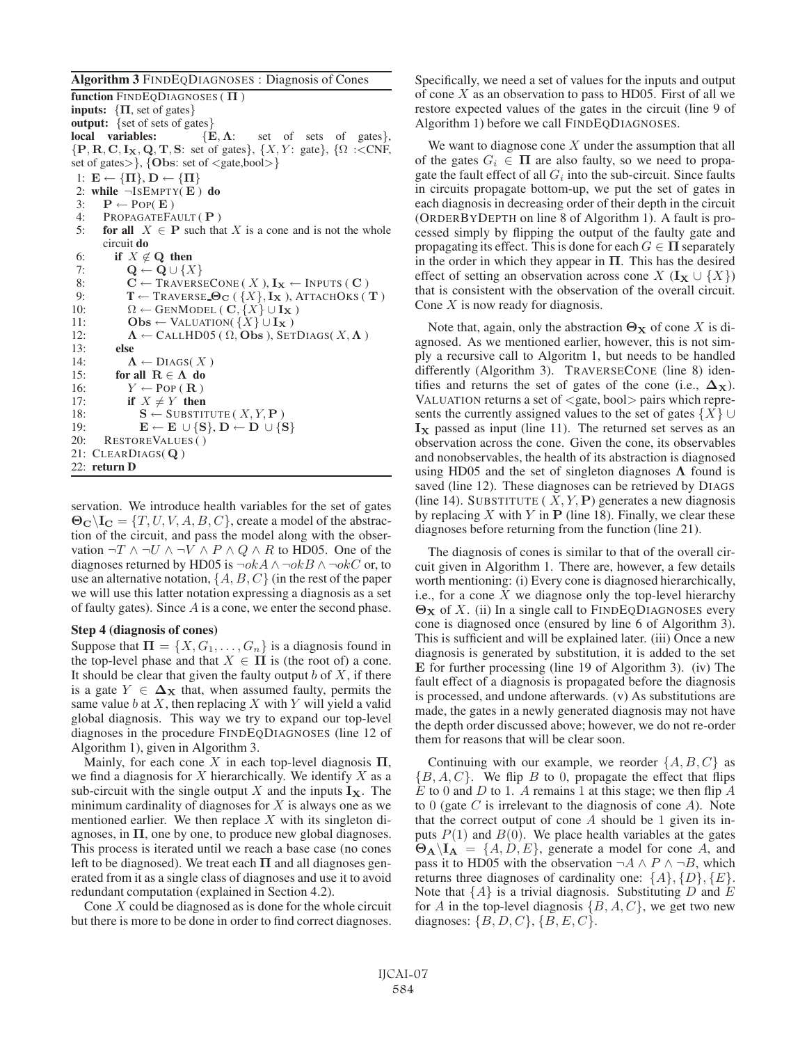**Algorithm 3** FINDEQDIAGNOSES : Diagnosis of Cones

```
function FINDEQDIAGNOSES ( Π )
inputs: {Π, set of gates}
output: {set of sets of gates}
local variables: {E, Λ: set of sets of gates},
{P, R, C, I_X, Q, T, S: set of gates}, {X, Y: gate}, {Ω :<CNF,
set of gates>}, {Obs: set of <gate,bool>}
 1: E ← {Π}, D ← {Π}
 2: while ¬ISEMPTY( E ) do
 3:    P ← POP( E )
 4:    PROPAGATEFAULT ( P )
 5:    for all X ∈ P such that X is a cone and is not the whole
       circuit do
 6:       if X ∉ Q then
 7:          Q ← Q ∪ {X}
 8:          C ← TRAVERSECONE ( X ), I_X ← INPUTS ( C )
 9:          T ← TRAVERSE_Θ_C ( {X}, I_X ), ATTACHOKS ( T )
10:          Ω ← GENMODEL ( C, {X} ∪ I_X )
11:          Obs ← VALUATION( {X} ∪ I_X )
12:          Λ ← CALLHD05 ( Ω, Obs ), SETDIAGS( X, Λ )
13:       else
14:          Λ ← DIAGS( X )
15:       for all R ∈ Λ do
16:          Y ← POP ( R )
17:          if X ≠ Y then
18:             S ← SUBSTITUTE ( X, Y, P )
19:             E ← E ∪ {S}, D ← D ∪ {S}
20:    RESTOREVALUES ( )
21: CLEARDIAGS( Q )
22: return D
```

servation. We introduce health variables for the set of gates $\mathbf{\Theta_C} \backslash \mathbf{I_C} = \{T, U, V, A, B, C\}$, create a model of the abstraction of the circuit, and pass the model along with the observation $\neg T \wedge \neg U \wedge \neg V \wedge P \wedge Q \wedge R$ to HD05. One of the diagnoses returned by HD05 is $\neg okA \wedge \neg okB \wedge \neg okC$ or, to use an alternative notation, $\{A, B, C\}$ (in the rest of the paper we will use this latter notation expressing a diagnosis as a set of faulty gates). Since $A$ is a cone, we enter the second phase.

**Step 4 (diagnosis of cones)**

Suppose that $\mathbf{\Pi} = \{X, G_1, \ldots, G_n\}$ is a diagnosis found in the top-level phase and that $X \in \mathbf{\Pi}$ is (the root of) a cone. It should be clear that given the faulty output $b$ of $X$, if there is a gate $Y \in \mathbf{\Delta_X}$ that, when assumed faulty, permits the same value $b$ at $X$, then replacing $X$ with $Y$ will yield a valid global diagnosis. This way we try to expand our top-level diagnoses in the procedure FINDEQDIAGNOSES (line 12 of Algorithm 1), given in Algorithm 3.

Mainly, for each cone $X$ in each top-level diagnosis $\mathbf{\Pi}$, we find a diagnosis for $X$ hierarchically. We identify $X$ as a sub-circuit with the single output $X$ and the inputs $\mathbf{I_X}$. The minimum cardinality of diagnoses for $X$ is always one as we mentioned earlier. We then replace $X$ with its singleton diagnoses, in $\mathbf{\Pi}$, one by one, to produce new global diagnoses. This process is iterated until we reach a base case (no cones left to be diagnosed). We treat each $\mathbf{\Pi}$ and all diagnoses generated from it as a single class of diagnoses and use it to avoid redundant computation (explained in Section 4.2).

Cone $X$ could be diagnosed as is done for the whole circuit but there is more to be done in order to find correct diagnoses. Specifically, we need a set of values for the inputs and output of cone $X$ as an observation to pass to HD05. First of all we restore expected values of the gates in the circuit (line 9 of Algorithm 1) before we call FINDEQDIAGNOSES.

We want to diagnose cone $X$ under the assumption that all of the gates $G_i \in \mathbf{\Pi}$ are also faulty, so we need to propagate the fault effect of all $G_i$ into the sub-circuit. Since faults in circuits propagate bottom-up, we put the set of gates in each diagnosis in decreasing order of their depth in the circuit (ORDERBYDEPTH on line 8 of Algorithm 1). A fault is processed simply by flipping the output of the faulty gate and propagating its effect. This is done for each $G \in \mathbf{\Pi}$ separately in the order in which they appear in $\mathbf{\Pi}$. This has the desired effect of setting an observation across cone $X$ ($\mathbf{I_X} \cup \{X\}$) that is consistent with the observation of the overall circuit. Cone $X$ is now ready for diagnosis.

Note that, again, only the abstraction $\mathbf{\Theta_X}$ of cone $X$ is diagnosed. As we mentioned earlier, however, this is not simply a recursive call to Algoritm 1, but needs to be handled differently (Algorithm 3). TRAVERSECONE (line 8) identifies and returns the set of gates of the cone (i.e., $\mathbf{\Delta_X}$). VALUATION returns a set of <gate, bool> pairs which represents the currently assigned values to the set of gates $\{X\} \cup \mathbf{I_X}$ passed as input (line 11). The returned set serves as an observation across the cone. Given the cone, its observables and nonobservables, the health of its abstraction is diagnosed using HD05 and the set of singleton diagnoses $\mathbf{\Lambda}$ found is saved (line 12). These diagnoses can be retrieved by DIAGS (line 14). SUBSTITUTE ( $X, Y, \mathbf{P}$ ) generates a new diagnosis by replacing $X$ with $Y$ in $\mathbf{P}$ (line 18). Finally, we clear these diagnoses before returning from the function (line 21).

The diagnosis of cones is similar to that of the overall circuit given in Algorithm 1. There are, however, a few details worth mentioning: (i) Every cone is diagnosed hierarchically, i.e., for a cone $X$ we diagnose only the top-level hierarchy $\mathbf{\Theta_X}$ of $X$. (ii) In a single call to FINDEQDIAGNOSES every cone is diagnosed once (ensured by line 6 of Algorithm 3). This is sufficient and will be explained later. (iii) Once a new diagnosis is generated by substitution, it is added to the set $\mathbf{E}$ for further processing (line 19 of Algorithm 3). (iv) The fault effect of a diagnosis is propagated before the diagnosis is processed, and undone afterwards. (v) As substitutions are made, the gates in a newly generated diagnosis may not have the depth order discussed above; however, we do not re-order them for reasons that will be clear soon.

Continuing with our example, we reorder $\{A, B, C\}$ as $\{B, A, C\}$. We flip $B$ to 0, propagate the effect that flips $E$ to 0 and $D$ to 1. $A$ remains 1 at this stage; we then flip $A$ to 0 (gate $C$ is irrelevant to the diagnosis of cone $A$). Note that the correct output of cone $A$ should be 1 given its inputs $P(1)$ and $B(0)$. We place health variables at the gates $\mathbf{\Theta_A} \backslash \mathbf{I_A} = \{A, D, E\}$, generate a model for cone $A$, and pass it to HD05 with the observation $\neg A \wedge P \wedge \neg B$, which returns three diagnoses of cardinality one: $\{A\}, \{D\}, \{E\}$. Note that $\{A\}$ is a trivial diagnosis. Substituting $D$ and $E$ for $A$ in the top-level diagnosis $\{B, A, C\}$, we get two new diagnoses: $\{B, D, C\}, \{B, E, C\}$.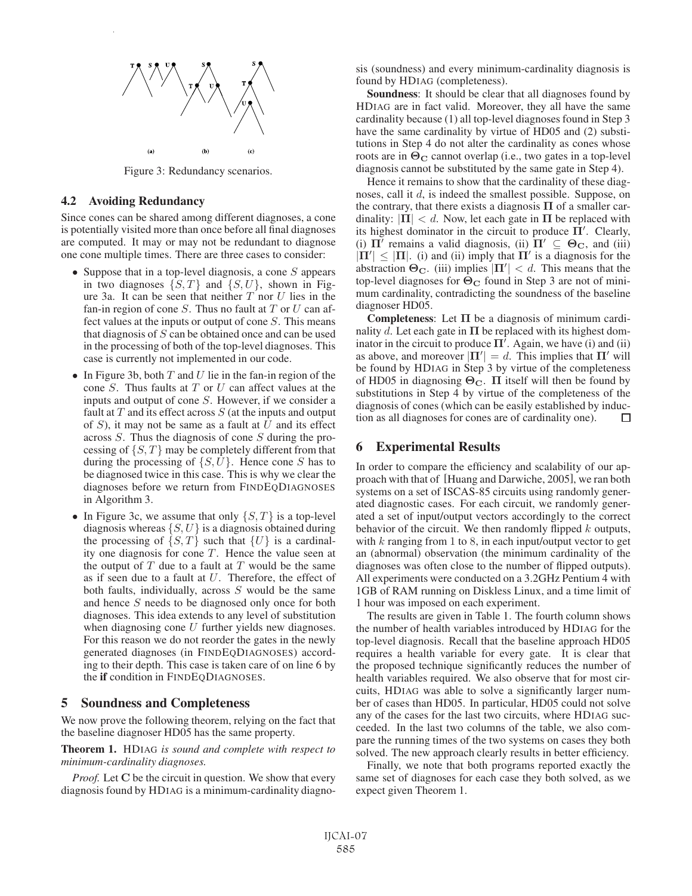Figure 3: Redundancy scenarios.

### 4.2 Avoiding Redundancy

Since cones can be shared among different diagnoses, a cone is potentially visited more than once before all final diagnoses are computed. It may or may not be redundant to diagnose one cone multiple times. There are three cases to consider:

- Suppose that in a top-level diagnosis, a cone $S$ appears in two diagnoses $\{S, T\}$ and $\{S, U\}$, shown in Figure 3a. It can be seen that neither $T$ nor $U$ lies in the fan-in region of cone $S$. Thus no fault at $T$ or $U$ can affect values at the inputs or output of cone $S$. This means that diagnosis of $S$ can be obtained once and can be used in the processing of both of the top-level diagnoses. This case is currently not implemented in our code.
- In Figure 3b, both $T$ and $U$ lie in the fan-in region of the cone $S$. Thus faults at $T$ or $U$ can affect values at the inputs and output of cone $S$. However, if we consider a fault at $T$ and its effect across $S$ (at the inputs and output of $S$), it may not be same as a fault at $U$ and its effect across $S$. Thus the diagnosis of cone $S$ during the processing of $\{S, T\}$ may be completely different from that during the processing of $\{S, U\}$. Hence cone $S$ has to be diagnosed twice in this case. This is why we clear the diagnoses before we return from FINDEQDIAGNOSES in Algorithm 3.
- In Figure 3c, we assume that only $\{S, T\}$ is a top-level diagnosis whereas $\{S, U\}$ is a diagnosis obtained during the processing of $\{S, T\}$ such that $\{U\}$ is a cardinality one diagnosis for cone $T$. Hence the value seen at the output of $T$ due to a fault at $T$ would be the same as if seen due to a fault at $U$. Therefore, the effect of both faults, individually, across $S$ would be the same and hence $S$ needs to be diagnosed only once for both diagnoses. This idea extends to any level of substitution when diagnosing cone $U$ further yields new diagnoses. For this reason we do not reorder the gates in the newly generated diagnoses (in FINDEQDIAGNOSES) according to their depth. This case is taken care of on line 6 by the **if** condition in FINDEQDIAGNOSES.

## 5 Soundness and Completeness

We now prove the following theorem, relying on the fact that the baseline diagnoser HD05 has the same property.

**Theorem 1.** HDIAG *is sound and complete with respect to minimum-cardinality diagnoses.*

*Proof.* Let $\mathbf{C}$ be the circuit in question. We show that every diagnosis found by HDIAG is a minimum-cardinality diagnosis (soundness) and every minimum-cardinality diagnosis is found by HDIAG (completeness).

**Soundness**: It should be clear that all diagnoses found by HDIAG are in fact valid. Moreover, they all have the same cardinality because (1) all top-level diagnoses found in Step 3 have the same cardinality by virtue of HD05 and (2) substitutions in Step 4 do not alter the cardinality as cones whose roots are in $\mathbf{\Theta_C}$ cannot overlap (i.e., two gates in a top-level diagnosis cannot be substituted by the same gate in Step 4).

Hence it remains to show that the cardinality of these diagnoses, call it $d$, is indeed the smallest possible. Suppose, on the contrary, that there exists a diagnosis $\mathbf{\Pi}$ of a smaller cardinality: $|\mathbf{\Pi}| < d$. Now, let each gate in $\mathbf{\Pi}$ be replaced with its highest dominator in the circuit to produce $\mathbf{\Pi}'$. Clearly, (i) $\mathbf{\Pi}'$ remains a valid diagnosis, (ii) $\mathbf{\Pi}' \subseteq \mathbf{\Theta_C}$, and (iii) $|\mathbf{\Pi}'| \leq |\mathbf{\Pi}|$. (i) and (ii) imply that $\mathbf{\Pi}'$ is a diagnosis for the abstraction $\mathbf{\Theta_C}$. (iii) implies $|\mathbf{\Pi}'| < d$. This means that the top-level diagnoses for $\mathbf{\Theta_C}$ found in Step 3 are not of minimum cardinality, contradicting the soundness of the baseline diagnoser HD05.

**Completeness**: Let $\mathbf{\Pi}$ be a diagnosis of minimum cardinality $d$. Let each gate in $\mathbf{\Pi}$ be replaced with its highest dominator in the circuit to produce $\mathbf{\Pi}'$. Again, we have (i) and (ii) as above, and moreover $|\mathbf{\Pi}'| = d$. This implies that $\mathbf{\Pi}'$ will be found by HDIAG in Step 3 by virtue of the completeness of HD05 in diagnosing $\mathbf{\Theta_C}$. $\mathbf{\Pi}$ itself will then be found by substitutions in Step 4 by virtue of the completeness of the diagnosis of cones (which can be easily established by induction as all diagnoses for cones are of cardinality one). □

## 6 Experimental Results

In order to compare the efficiency and scalability of our approach with that of [Huang and Darwiche, 2005], we ran both systems on a set of ISCAS-85 circuits using randomly generated diagnostic cases. For each circuit, we randomly generated a set of input/output vectors accordingly to the correct behavior of the circuit. We then randomly flipped $k$ outputs, with $k$ ranging from 1 to 8, in each input/output vector to get an (abnormal) observation (the minimum cardinality of the diagnoses was often close to the number of flipped outputs). All experiments were conducted on a 3.2GHz Pentium 4 with 1GB of RAM running on Diskless Linux, and a time limit of 1 hour was imposed on each experiment.

The results are given in Table 1. The fourth column shows the number of health variables introduced by HDIAG for the top-level diagnosis. Recall that the baseline approach HD05 requires a health variable for every gate. It is clear that the proposed technique significantly reduces the number of health variables required. We also observe that for most circuits, HDIAG was able to solve a significantly larger number of cases than HD05. In particular, HD05 could not solve any of the cases for the last two circuits, where HDIAG succeeded. In the last two columns of the table, we also compare the running times of the two systems on cases they both solved. The new approach clearly results in better efficiency.

Finally, we note that both programs reported exactly the same set of diagnoses for each case they both solved, as we expect given Theorem 1.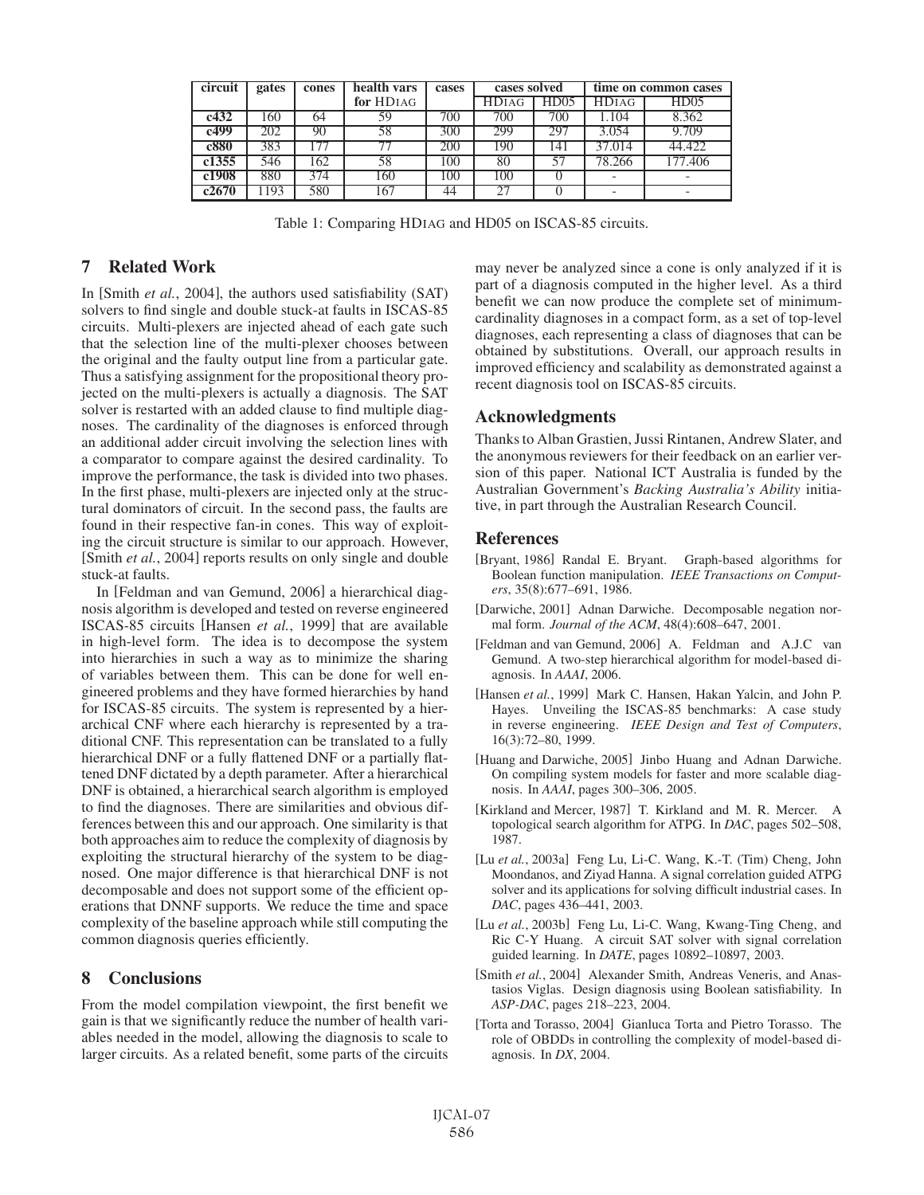| circuit | gates | cones | health vars for HDIAG | cases | cases solved | | time on common cases | |
|---|---|---|---|---|---|---|---|---|
| | | | | | HDIAG | HD05 | HDIAG | HD05 |
| **c432** | 160 | 64 | 59 | 700 | 700 | 700 | 1.104 | 8.362 |
| **c499** | 202 | 90 | 58 | 300 | 299 | 297 | 3.054 | 9.709 |
| **c880** | 383 | 177 | 77 | 200 | 190 | 141 | 37.014 | 44.422 |
| **c1355** | 546 | 162 | 58 | 100 | 80 | 57 | 78.266 | 177.406 |
| **c1908** | 880 | 374 | 160 | 100 | 100 | 0 | - | - |
| **c2670** | 1193 | 580 | 167 | 44 | 27 | 0 | - | - |

Table 1: Comparing HDIAG and HD05 on ISCAS-85 circuits.

## 7 Related Work

In [Smith *et al.*, 2004], the authors used satisfiability (SAT) solvers to find single and double stuck-at faults in ISCAS-85 circuits. Multi-plexers are injected ahead of each gate such that the selection line of the multi-plexer chooses between the original and the faulty output line from a particular gate. Thus a satisfying assignment for the propositional theory projected on the multi-plexers is actually a diagnosis. The SAT solver is restarted with an added clause to find multiple diagnoses. The cardinality of the diagnoses is enforced through an additional adder circuit involving the selection lines with a comparator to compare against the desired cardinality. To improve the performance, the task is divided into two phases. In the first phase, multi-plexers are injected only at the structural dominators of circuit. In the second pass, the faults are found in their respective fan-in cones. This way of exploiting the circuit structure is similar to our approach. However, [Smith *et al.*, 2004] reports results on only single and double stuck-at faults.

In [Feldman and van Gemund, 2006] a hierarchical diagnosis algorithm is developed and tested on reverse engineered ISCAS-85 circuits [Hansen *et al.*, 1999] that are available in high-level form. The idea is to decompose the system into hierarchies in such a way as to minimize the sharing of variables between them. This can be done for well engineered problems and they have formed hierarchies by hand for ISCAS-85 circuits. The system is represented by a hierarchical CNF where each hierarchy is represented by a traditional CNF. This representation can be translated to a fully hierarchical DNF or a fully flattened DNF or a partially flattened DNF dictated by a depth parameter. After a hierarchical DNF is obtained, a hierarchical search algorithm is employed to find the diagnoses. There are similarities and obvious differences between this and our approach. One similarity is that both approaches aim to reduce the complexity of diagnosis by exploiting the structural hierarchy of the system to be diagnosed. One major difference is that hierarchical DNF is not decomposable and does not support some of the efficient operations that DNNF supports. We reduce the time and space complexity of the baseline approach while still computing the common diagnosis queries efficiently.

## 8 Conclusions

From the model compilation viewpoint, the first benefit we gain is that we significantly reduce the number of health variables needed in the model, allowing the diagnosis to scale to larger circuits. As a related benefit, some parts of the circuits may never be analyzed since a cone is only analyzed if it is part of a diagnosis computed in the higher level. As a third benefit we can now produce the complete set of minimum-cardinality diagnoses in a compact form, as a set of top-level diagnoses, each representing a class of diagnoses that can be obtained by substitutions. Overall, our approach results in improved efficiency and scalability as demonstrated against a recent diagnosis tool on ISCAS-85 circuits.

## Acknowledgments

Thanks to Alban Grastien, Jussi Rintanen, Andrew Slater, and the anonymous reviewers for their feedback on an earlier version of this paper. National ICT Australia is funded by the Australian Government's *Backing Australia's Ability* initiative, in part through the Australian Research Council.

## References

[Bryant, 1986] Randal E. Bryant. Graph-based algorithms for Boolean function manipulation. *IEEE Transactions on Computers*, 35(8):677–691, 1986.

[Darwiche, 2001] Adnan Darwiche. Decomposable negation normal form. *Journal of the ACM*, 48(4):608–647, 2001.

[Feldman and van Gemund, 2006] A. Feldman and A.J.C van Gemund. A two-step hierarchical algorithm for model-based diagnosis. In *AAAI*, 2006.

[Hansen *et al.*, 1999] Mark C. Hansen, Hakan Yalcin, and John P. Hayes. Unveiling the ISCAS-85 benchmarks: A case study in reverse engineering. *IEEE Design and Test of Computers*, 16(3):72–80, 1999.

[Huang and Darwiche, 2005] Jinbo Huang and Adnan Darwiche. On compiling system models for faster and more scalable diagnosis. In *AAAI*, pages 300–306, 2005.

[Kirkland and Mercer, 1987] T. Kirkland and M. R. Mercer. A topological search algorithm for ATPG. In *DAC*, pages 502–508, 1987.

[Lu *et al.*, 2003a] Feng Lu, Li-C. Wang, K.-T. (Tim) Cheng, John Moondanos, and Ziyad Hanna. A signal correlation guided ATPG solver and its applications for solving difficult industrial cases. In *DAC*, pages 436–441, 2003.

[Lu *et al.*, 2003b] Feng Lu, Li-C. Wang, Kwang-Ting Cheng, and Ric C-Y Huang. A circuit SAT solver with signal correlation guided learning. In *DATE*, pages 10892–10897, 2003.

[Smith *et al.*, 2004] Alexander Smith, Andreas Veneris, and Anastasios Viglas. Design diagnosis using Boolean satisfiability. In *ASP-DAC*, pages 218–223, 2004.

[Torta and Torasso, 2004] Gianluca Torta and Pietro Torasso. The role of OBDDs in controlling the complexity of model-based diagnosis. In *DX*, 2004.